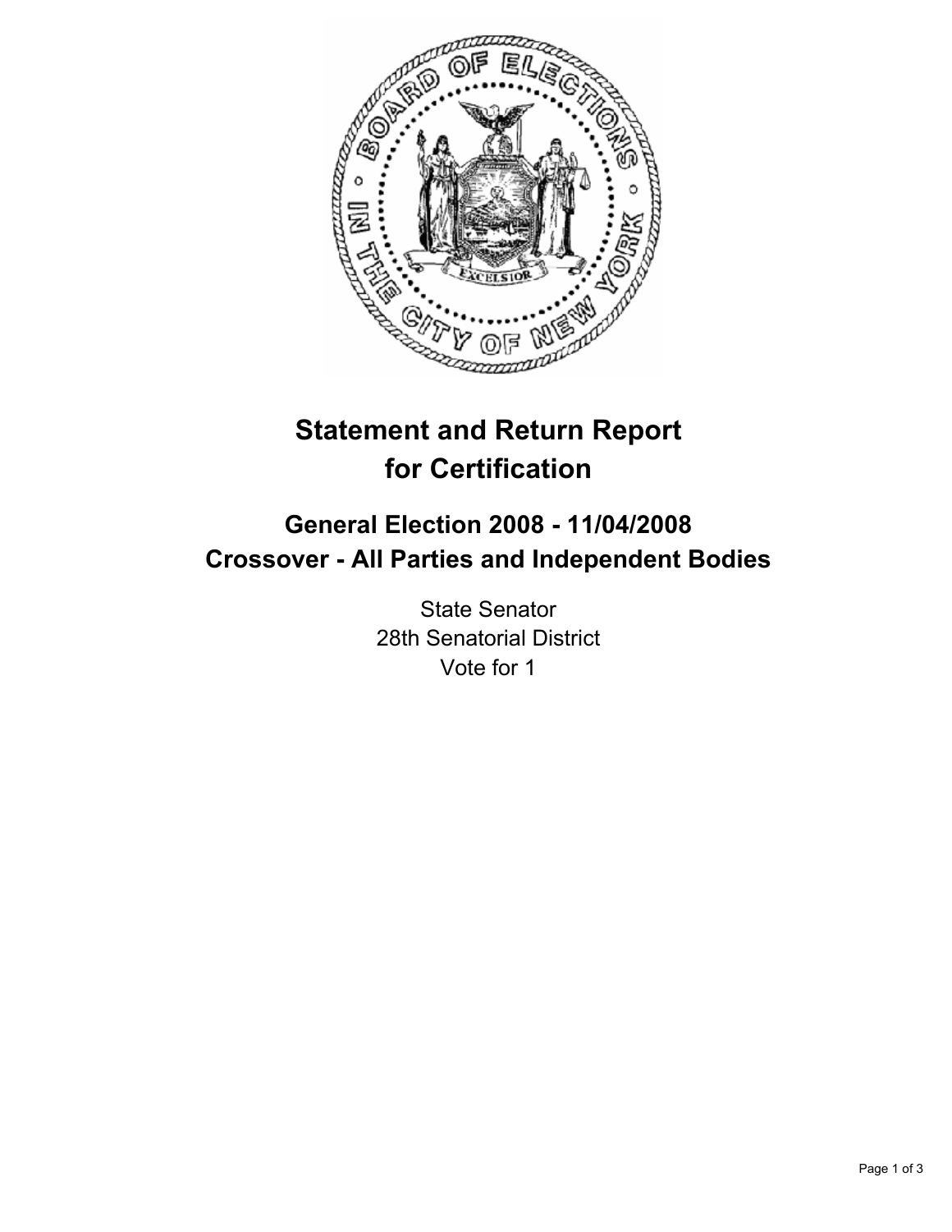# Statement and Return Report for Certification

## General Election 2008 - 11/04/2008
## Crossover - All Parties and Independent Bodies

State Senator
28th Senatorial District
Vote for 1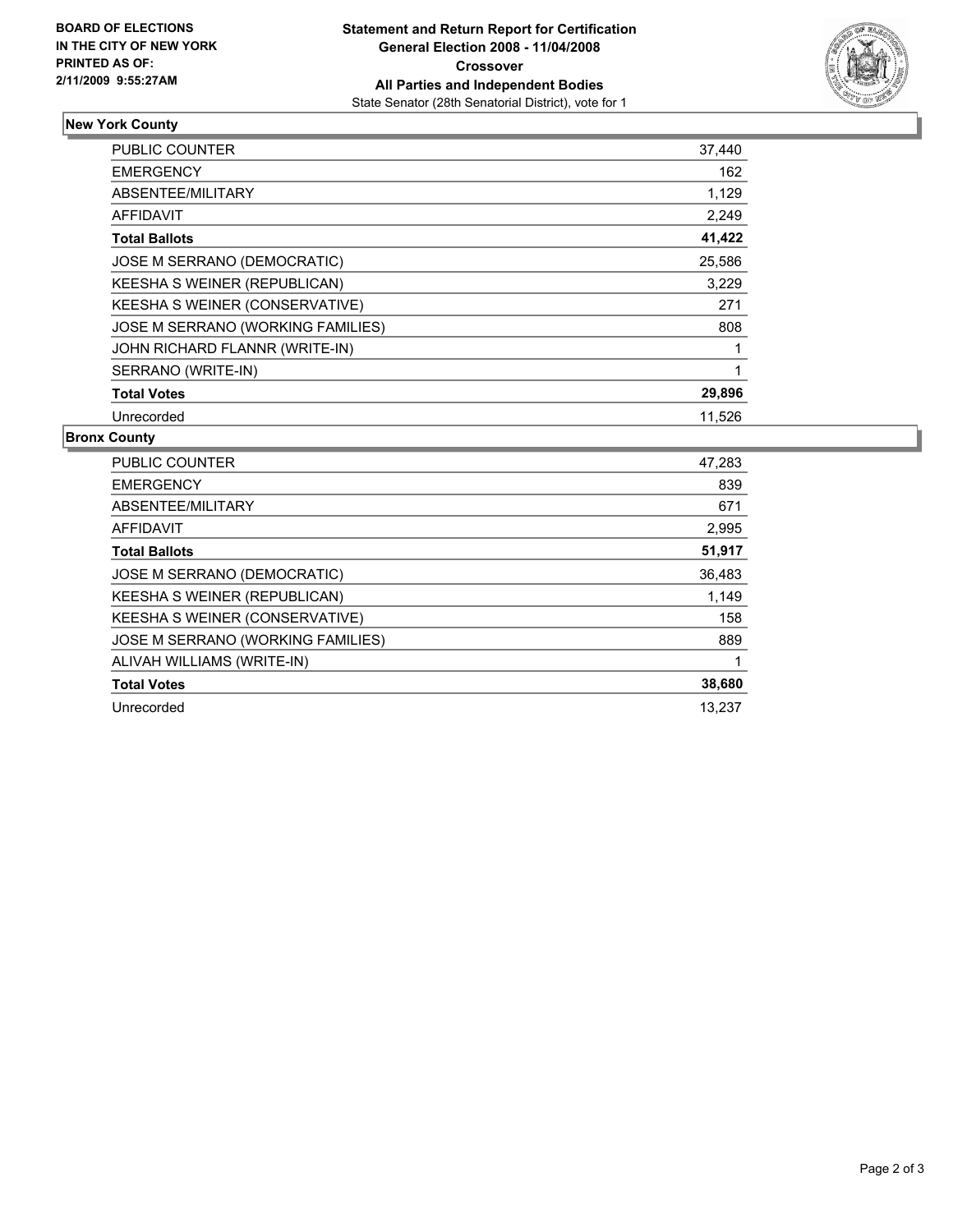**BOARD OF ELECTIONS IN THE CITY OF NEW YORK PRINTED AS OF: 2/11/2009 9:55:27AM**

# Statement and Return Report for Certification
## General Election 2008 - 11/04/2008
## Crossover
## All Parties and Independent Bodies
State Senator (28th Senatorial District), vote for 1

### New York County

| | |
|---|---|
| PUBLIC COUNTER | 37,440 |
| EMERGENCY | 162 |
| ABSENTEE/MILITARY | 1,129 |
| AFFIDAVIT | 2,249 |
| **Total Ballots** | **41,422** |
| JOSE M SERRANO (DEMOCRATIC) | 25,586 |
| KEESHA S WEINER (REPUBLICAN) | 3,229 |
| KEESHA S WEINER (CONSERVATIVE) | 271 |
| JOSE M SERRANO (WORKING FAMILIES) | 808 |
| JOHN RICHARD FLANNR (WRITE-IN) | 1 |
| SERRANO (WRITE-IN) | 1 |
| **Total Votes** | **29,896** |
| Unrecorded | 11,526 |

### Bronx County

| | |
|---|---|
| PUBLIC COUNTER | 47,283 |
| EMERGENCY | 839 |
| ABSENTEE/MILITARY | 671 |
| AFFIDAVIT | 2,995 |
| **Total Ballots** | **51,917** |
| JOSE M SERRANO (DEMOCRATIC) | 36,483 |
| KEESHA S WEINER (REPUBLICAN) | 1,149 |
| KEESHA S WEINER (CONSERVATIVE) | 158 |
| JOSE M SERRANO (WORKING FAMILIES) | 889 |
| ALIVAH WILLIAMS (WRITE-IN) | 1 |
| **Total Votes** | **38,680** |
| Unrecorded | 13,237 |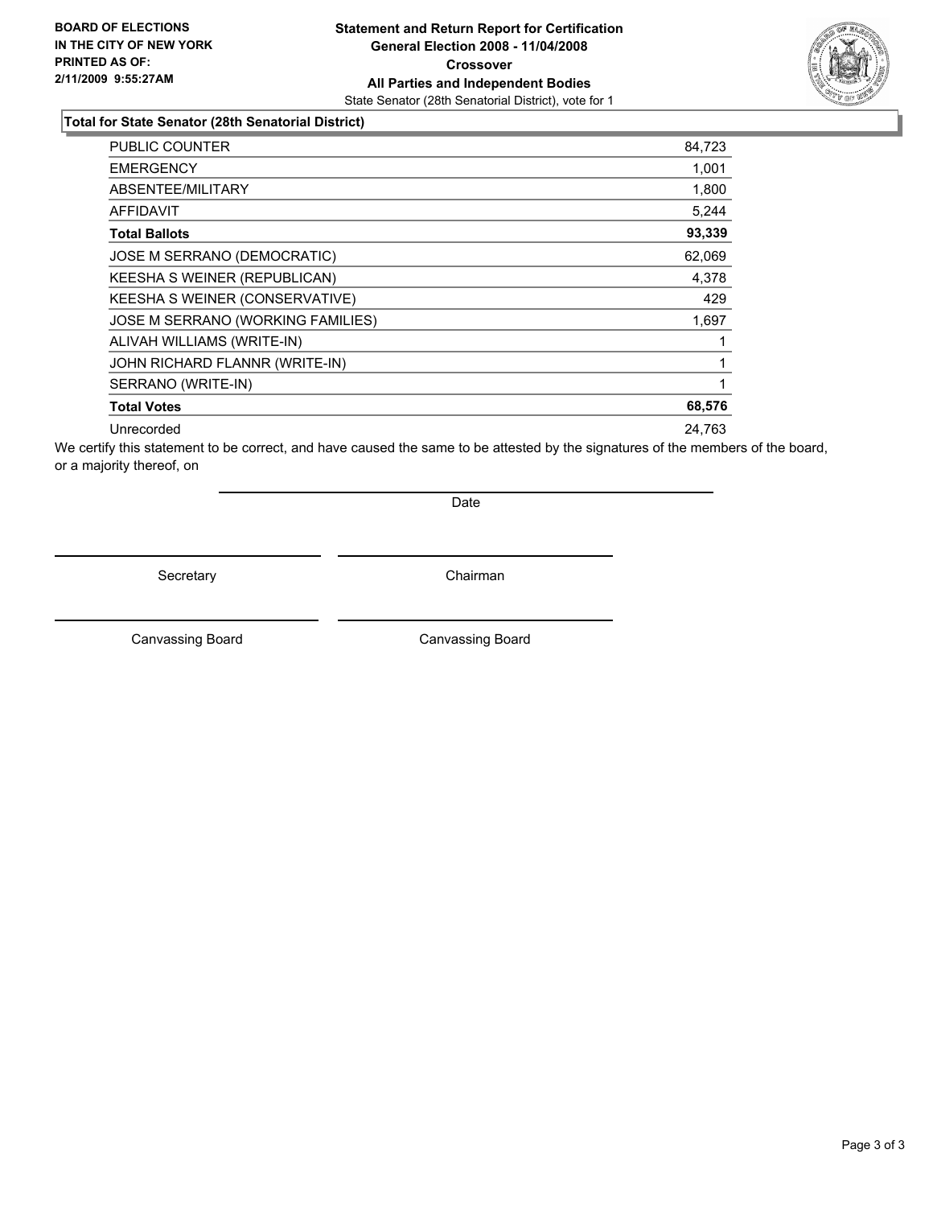**BOARD OF ELECTIONS IN THE CITY OF NEW YORK PRINTED AS OF: 2/11/2009 9:55:27AM**

**Statement and Return Report for Certification**
**General Election 2008 - 11/04/2008**
**Crossover**
**All Parties and Independent Bodies**
State Senator (28th Senatorial District), vote for 1

**Total for State Senator (28th Senatorial District)**

| | |
|---|---|
| PUBLIC COUNTER | 84,723 |
| EMERGENCY | 1,001 |
| ABSENTEE/MILITARY | 1,800 |
| AFFIDAVIT | 5,244 |
| **Total Ballots** | **93,339** |
| JOSE M SERRANO (DEMOCRATIC) | 62,069 |
| KEESHA S WEINER (REPUBLICAN) | 4,378 |
| KEESHA S WEINER (CONSERVATIVE) | 429 |
| JOSE M SERRANO (WORKING FAMILIES) | 1,697 |
| ALIVAH WILLIAMS (WRITE-IN) | 1 |
| JOHN RICHARD FLANNR (WRITE-IN) | 1 |
| SERRANO (WRITE-IN) | 1 |
| **Total Votes** | **68,576** |
| Unrecorded | 24,763 |

We certify this statement to be correct, and have caused the same to be attested by the signatures of the members of the board, or a majority thereof, on

Date

Secretary

Chairman

Canvassing Board

Canvassing Board